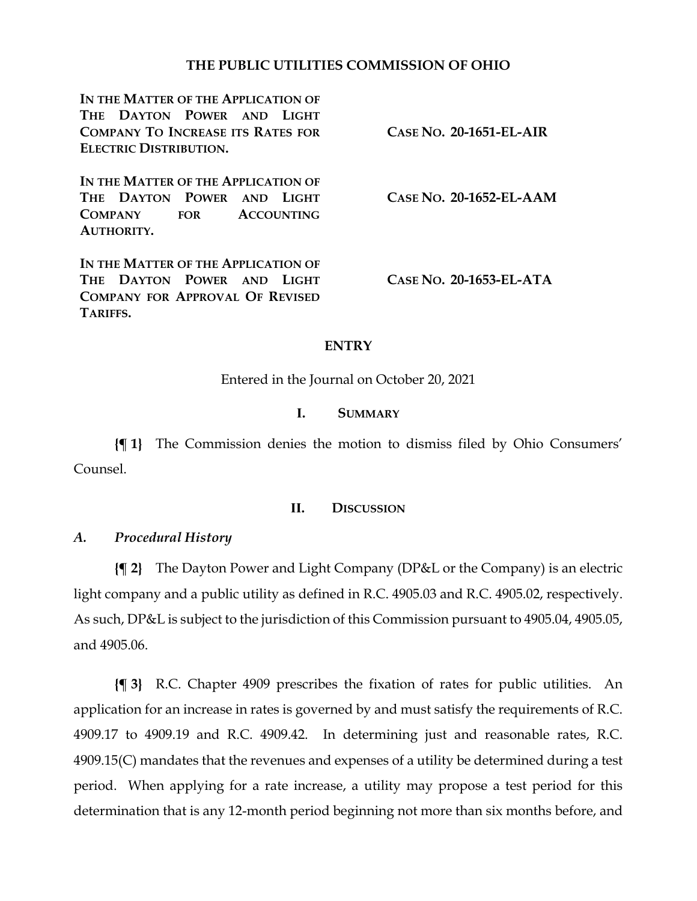# THE PUBLIC UTILITIES COMMISSION OF OHIO

| | |
|---|---|
| **IN THE MATTER OF THE APPLICATION OF THE DAYTON POWER AND LIGHT COMPANY TO INCREASE ITS RATES FOR ELECTRIC DISTRIBUTION.** | **CASE NO. 20-1651-EL-AIR** |
| **IN THE MATTER OF THE APPLICATION OF THE DAYTON POWER AND LIGHT COMPANY FOR ACCOUNTING AUTHORITY.** | **CASE NO. 20-1652-EL-AAM** |
| **IN THE MATTER OF THE APPLICATION OF THE DAYTON POWER AND LIGHT COMPANY FOR APPROVAL OF REVISED TARIFFS.** | **CASE NO. 20-1653-EL-ATA** |

## ENTRY

Entered in the Journal on October 20, 2021

## I. SUMMARY

**{¶ 1}** The Commission denies the motion to dismiss filed by Ohio Consumers' Counsel.

## II. DISCUSSION

### *A. Procedural History*

**{¶ 2}** The Dayton Power and Light Company (DP&L or the Company) is an electric light company and a public utility as defined in R.C. 4905.03 and R.C. 4905.02, respectively. As such, DP&L is subject to the jurisdiction of this Commission pursuant to 4905.04, 4905.05, and 4905.06.

**{¶ 3}** R.C. Chapter 4909 prescribes the fixation of rates for public utilities. An application for an increase in rates is governed by and must satisfy the requirements of R.C. 4909.17 to 4909.19 and R.C. 4909.42. In determining just and reasonable rates, R.C. 4909.15(C) mandates that the revenues and expenses of a utility be determined during a test period. When applying for a rate increase, a utility may propose a test period for this determination that is any 12-month period beginning not more than six months before, and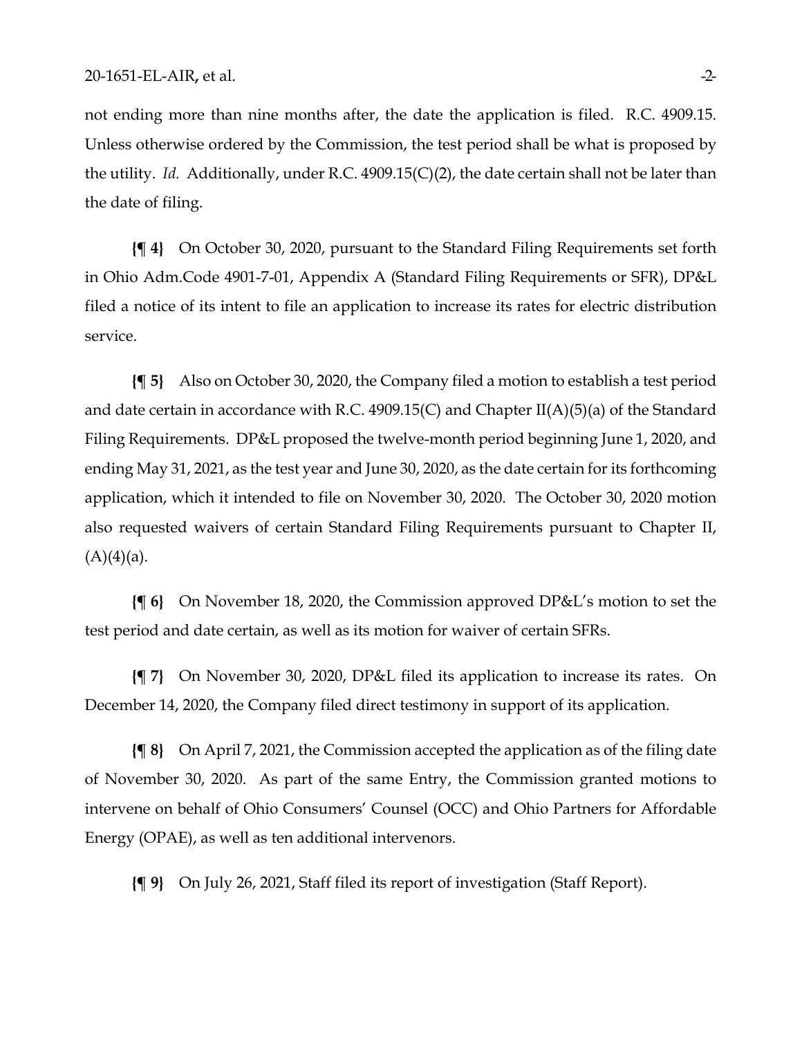not ending more than nine months after, the date the application is filed. R.C. 4909.15. Unless otherwise ordered by the Commission, the test period shall be what is proposed by the utility. *Id.* Additionally, under R.C. 4909.15(C)(2), the date certain shall not be later than the date of filing.

**{¶ 4}** On October 30, 2020, pursuant to the Standard Filing Requirements set forth in Ohio Adm.Code 4901-7-01, Appendix A (Standard Filing Requirements or SFR), DP&L filed a notice of its intent to file an application to increase its rates for electric distribution service.

**{¶ 5}** Also on October 30, 2020, the Company filed a motion to establish a test period and date certain in accordance with R.C. 4909.15(C) and Chapter II(A)(5)(a) of the Standard Filing Requirements. DP&L proposed the twelve-month period beginning June 1, 2020, and ending May 31, 2021, as the test year and June 30, 2020, as the date certain for its forthcoming application, which it intended to file on November 30, 2020. The October 30, 2020 motion also requested waivers of certain Standard Filing Requirements pursuant to Chapter II, (A)(4)(a).

**{¶ 6}** On November 18, 2020, the Commission approved DP&L's motion to set the test period and date certain, as well as its motion for waiver of certain SFRs.

**{¶ 7}** On November 30, 2020, DP&L filed its application to increase its rates. On December 14, 2020, the Company filed direct testimony in support of its application.

**{¶ 8}** On April 7, 2021, the Commission accepted the application as of the filing date of November 30, 2020. As part of the same Entry, the Commission granted motions to intervene on behalf of Ohio Consumers' Counsel (OCC) and Ohio Partners for Affordable Energy (OPAE), as well as ten additional intervenors.

**{¶ 9}** On July 26, 2021, Staff filed its report of investigation (Staff Report).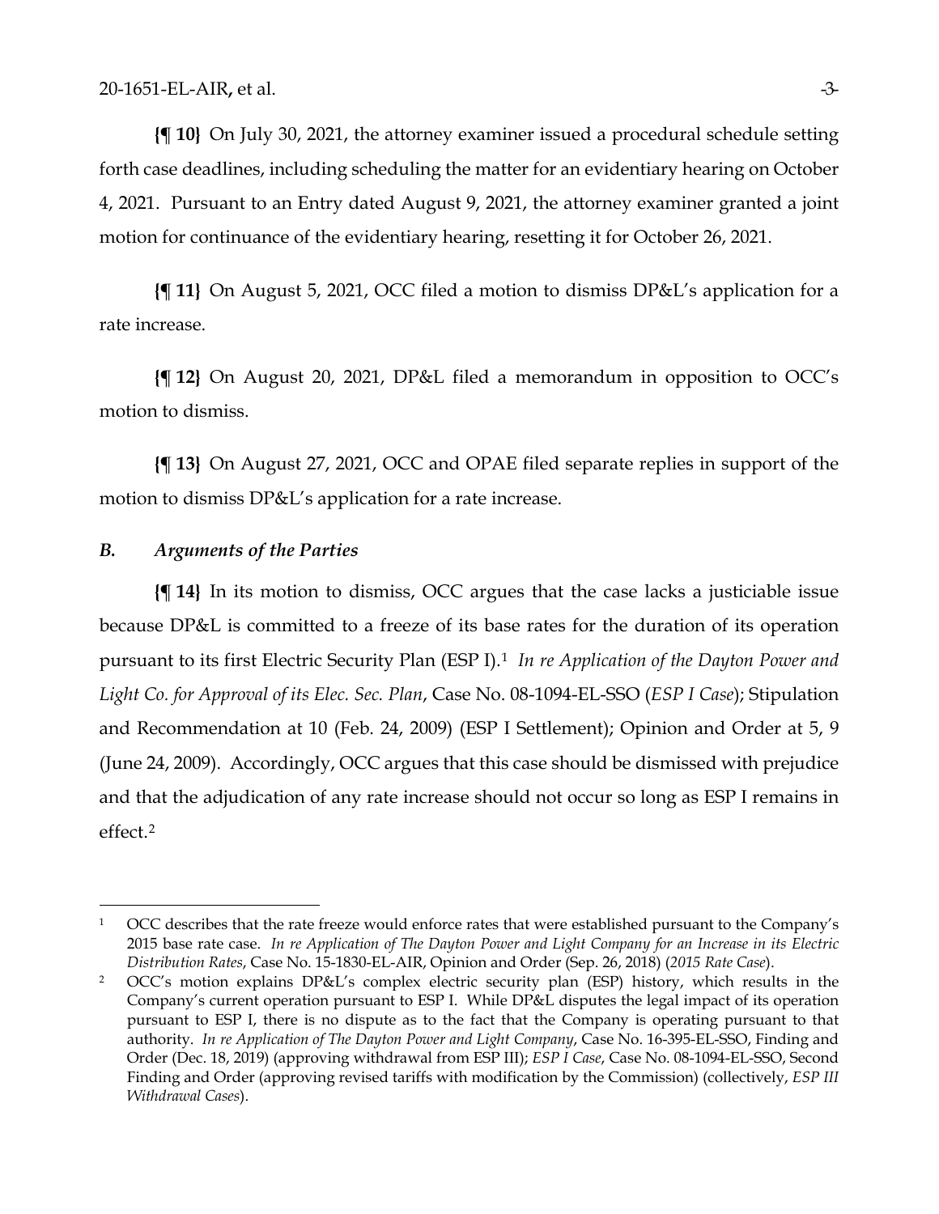**{¶ 10}** On July 30, 2021, the attorney examiner issued a procedural schedule setting forth case deadlines, including scheduling the matter for an evidentiary hearing on October 4, 2021. Pursuant to an Entry dated August 9, 2021, the attorney examiner granted a joint motion for continuance of the evidentiary hearing, resetting it for October 26, 2021.

**{¶ 11}** On August 5, 2021, OCC filed a motion to dismiss DP&L's application for a rate increase.

**{¶ 12}** On August 20, 2021, DP&L filed a memorandum in opposition to OCC's motion to dismiss.

**{¶ 13}** On August 27, 2021, OCC and OPAE filed separate replies in support of the motion to dismiss DP&L's application for a rate increase.

### *B. Arguments of the Parties*

**{¶ 14}** In its motion to dismiss, OCC argues that the case lacks a justiciable issue because DP&L is committed to a freeze of its base rates for the duration of its operation pursuant to its first Electric Security Plan (ESP I).[1] *In re Application of the Dayton Power and Light Co. for Approval of its Elec. Sec. Plan*, Case No. 08-1094-EL-SSO (*ESP I Case*); Stipulation and Recommendation at 10 (Feb. 24, 2009) (ESP I Settlement); Opinion and Order at 5, 9 (June 24, 2009). Accordingly, OCC argues that this case should be dismissed with prejudice and that the adjudication of any rate increase should not occur so long as ESP I remains in effect.[2]

---

[1] OCC describes that the rate freeze would enforce rates that were established pursuant to the Company's 2015 base rate case. *In re Application of The Dayton Power and Light Company for an Increase in its Electric Distribution Rates*, Case No. 15-1830-EL-AIR, Opinion and Order (Sep. 26, 2018) (*2015 Rate Case*).

[2] OCC's motion explains DP&L's complex electric security plan (ESP) history, which results in the Company's current operation pursuant to ESP I. While DP&L disputes the legal impact of its operation pursuant to ESP I, there is no dispute as to the fact that the Company is operating pursuant to that authority. *In re Application of The Dayton Power and Light Company*, Case No. 16-395-EL-SSO, Finding and Order (Dec. 18, 2019) (approving withdrawal from ESP III); *ESP I Case*, Case No. 08-1094-EL-SSO, Second Finding and Order (approving revised tariffs with modification by the Commission) (collectively, *ESP III Withdrawal Cases*).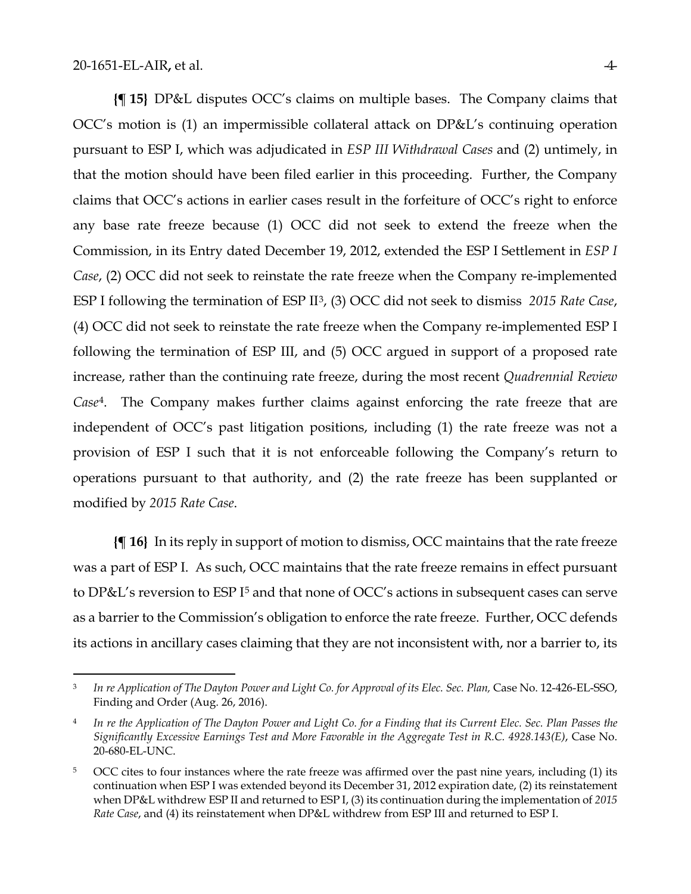**{¶ 15}** DP&L disputes OCC's claims on multiple bases. The Company claims that OCC's motion is (1) an impermissible collateral attack on DP&L's continuing operation pursuant to ESP I, which was adjudicated in *ESP III Withdrawal Cases* and (2) untimely, in that the motion should have been filed earlier in this proceeding. Further, the Company claims that OCC's actions in earlier cases result in the forfeiture of OCC's right to enforce any base rate freeze because (1) OCC did not seek to extend the freeze when the Commission, in its Entry dated December 19, 2012, extended the ESP I Settlement in *ESP I Case*, (2) OCC did not seek to reinstate the rate freeze when the Company re-implemented ESP I following the termination of ESP II[3], (3) OCC did not seek to dismiss *2015 Rate Case*, (4) OCC did not seek to reinstate the rate freeze when the Company re-implemented ESP I following the termination of ESP III, and (5) OCC argued in support of a proposed rate increase, rather than the continuing rate freeze, during the most recent *Quadrennial Review Case*[4]. The Company makes further claims against enforcing the rate freeze that are independent of OCC's past litigation positions, including (1) the rate freeze was not a provision of ESP I such that it is not enforceable following the Company's return to operations pursuant to that authority, and (2) the rate freeze has been supplanted or modified by *2015 Rate Case*.

**{¶ 16}** In its reply in support of motion to dismiss, OCC maintains that the rate freeze was a part of ESP I. As such, OCC maintains that the rate freeze remains in effect pursuant to DP&L's reversion to ESP I[5] and that none of OCC's actions in subsequent cases can serve as a barrier to the Commission's obligation to enforce the rate freeze. Further, OCC defends its actions in ancillary cases claiming that they are not inconsistent with, nor a barrier to, its

---

[3] *In re Application of The Dayton Power and Light Co. for Approval of its Elec. Sec. Plan,* Case No. 12-426-EL-SSO, Finding and Order (Aug. 26, 2016).

[4] *In re the Application of The Dayton Power and Light Co. for a Finding that its Current Elec. Sec. Plan Passes the Significantly Excessive Earnings Test and More Favorable in the Aggregate Test in R.C. 4928.143(E)*, Case No. 20-680-EL-UNC.

[5] OCC cites to four instances where the rate freeze was affirmed over the past nine years, including (1) its continuation when ESP I was extended beyond its December 31, 2012 expiration date, (2) its reinstatement when DP&L withdrew ESP II and returned to ESP I, (3) its continuation during the implementation of *2015 Rate Case*, and (4) its reinstatement when DP&L withdrew from ESP III and returned to ESP I.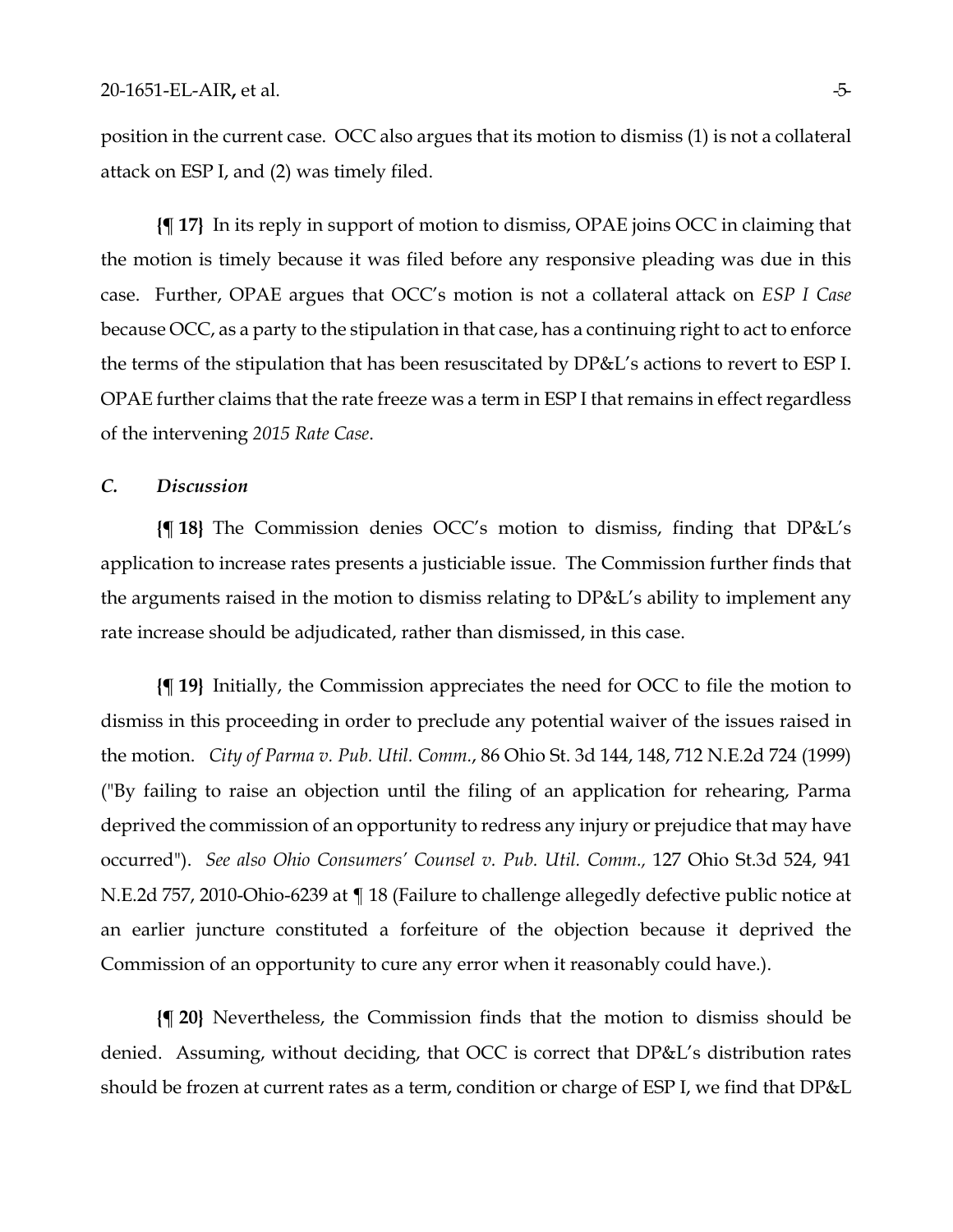position in the current case. OCC also argues that its motion to dismiss (1) is not a collateral attack on ESP I, and (2) was timely filed.

**{¶ 17}** In its reply in support of motion to dismiss, OPAE joins OCC in claiming that the motion is timely because it was filed before any responsive pleading was due in this case. Further, OPAE argues that OCC's motion is not a collateral attack on *ESP I Case* because OCC, as a party to the stipulation in that case, has a continuing right to act to enforce the terms of the stipulation that has been resuscitated by DP&L's actions to revert to ESP I. OPAE further claims that the rate freeze was a term in ESP I that remains in effect regardless of the intervening *2015 Rate Case*.

### *C. Discussion*

**{¶ 18}** The Commission denies OCC's motion to dismiss, finding that DP&L's application to increase rates presents a justiciable issue. The Commission further finds that the arguments raised in the motion to dismiss relating to DP&L's ability to implement any rate increase should be adjudicated, rather than dismissed, in this case.

**{¶ 19}** Initially, the Commission appreciates the need for OCC to file the motion to dismiss in this proceeding in order to preclude any potential waiver of the issues raised in the motion. *City of Parma v. Pub. Util. Comm.*, 86 Ohio St. 3d 144, 148, 712 N.E.2d 724 (1999) ("By failing to raise an objection until the filing of an application for rehearing, Parma deprived the commission of an opportunity to redress any injury or prejudice that may have occurred"). *See also Ohio Consumers' Counsel v. Pub. Util. Comm.,* 127 Ohio St.3d 524, 941 N.E.2d 757, 2010-Ohio-6239 at ¶ 18 (Failure to challenge allegedly defective public notice at an earlier juncture constituted a forfeiture of the objection because it deprived the Commission of an opportunity to cure any error when it reasonably could have.).

**{¶ 20}** Nevertheless, the Commission finds that the motion to dismiss should be denied. Assuming, without deciding, that OCC is correct that DP&L's distribution rates should be frozen at current rates as a term, condition or charge of ESP I, we find that DP&L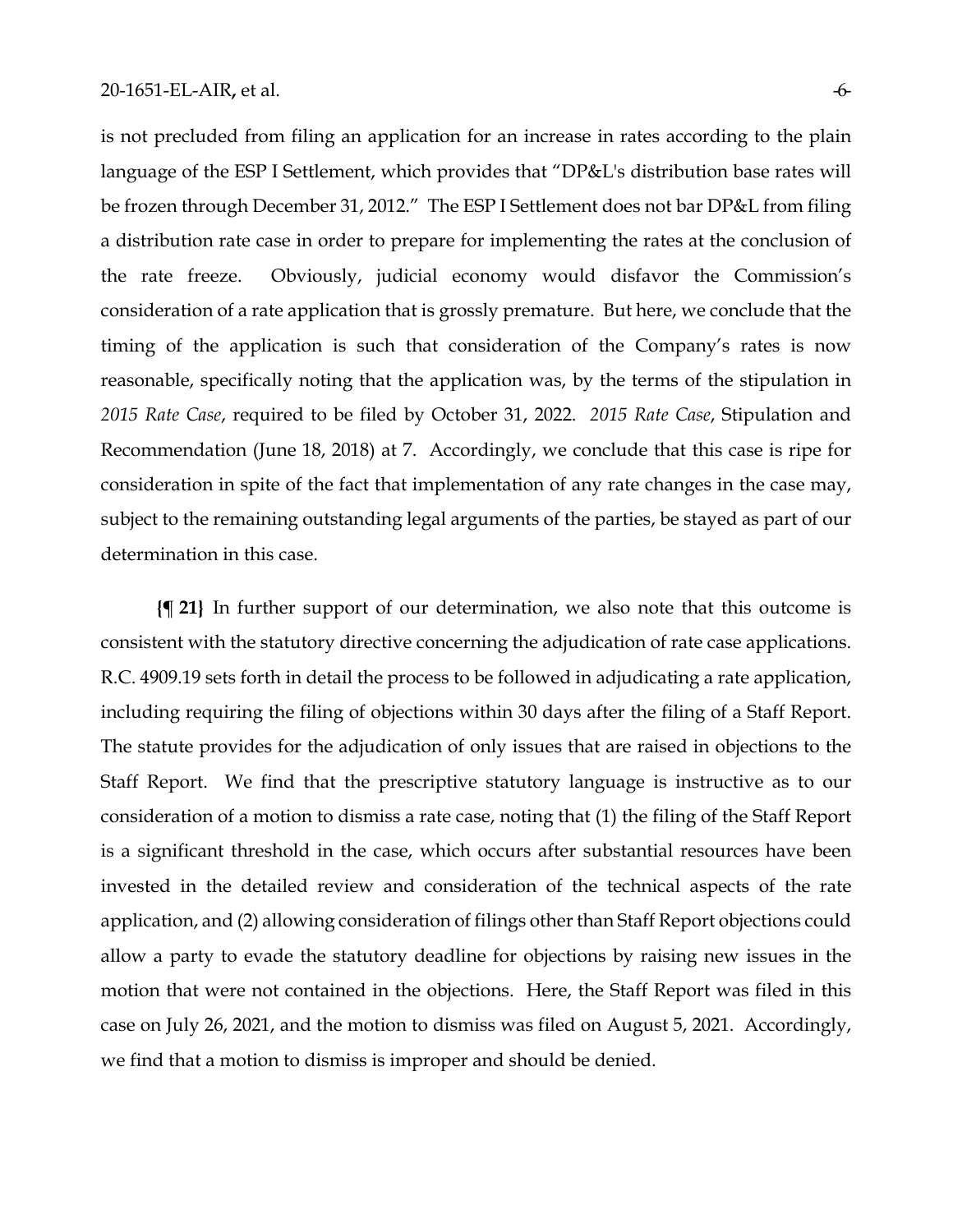is not precluded from filing an application for an increase in rates according to the plain language of the ESP I Settlement, which provides that "DP&L's distribution base rates will be frozen through December 31, 2012." The ESP I Settlement does not bar DP&L from filing a distribution rate case in order to prepare for implementing the rates at the conclusion of the rate freeze. Obviously, judicial economy would disfavor the Commission's consideration of a rate application that is grossly premature. But here, we conclude that the timing of the application is such that consideration of the Company's rates is now reasonable, specifically noting that the application was, by the terms of the stipulation in *2015 Rate Case*, required to be filed by October 31, 2022. *2015 Rate Case*, Stipulation and Recommendation (June 18, 2018) at 7. Accordingly, we conclude that this case is ripe for consideration in spite of the fact that implementation of any rate changes in the case may, subject to the remaining outstanding legal arguments of the parties, be stayed as part of our determination in this case.

**{¶ 21}** In further support of our determination, we also note that this outcome is consistent with the statutory directive concerning the adjudication of rate case applications. R.C. 4909.19 sets forth in detail the process to be followed in adjudicating a rate application, including requiring the filing of objections within 30 days after the filing of a Staff Report. The statute provides for the adjudication of only issues that are raised in objections to the Staff Report. We find that the prescriptive statutory language is instructive as to our consideration of a motion to dismiss a rate case, noting that (1) the filing of the Staff Report is a significant threshold in the case, which occurs after substantial resources have been invested in the detailed review and consideration of the technical aspects of the rate application, and (2) allowing consideration of filings other than Staff Report objections could allow a party to evade the statutory deadline for objections by raising new issues in the motion that were not contained in the objections. Here, the Staff Report was filed in this case on July 26, 2021, and the motion to dismiss was filed on August 5, 2021. Accordingly, we find that a motion to dismiss is improper and should be denied.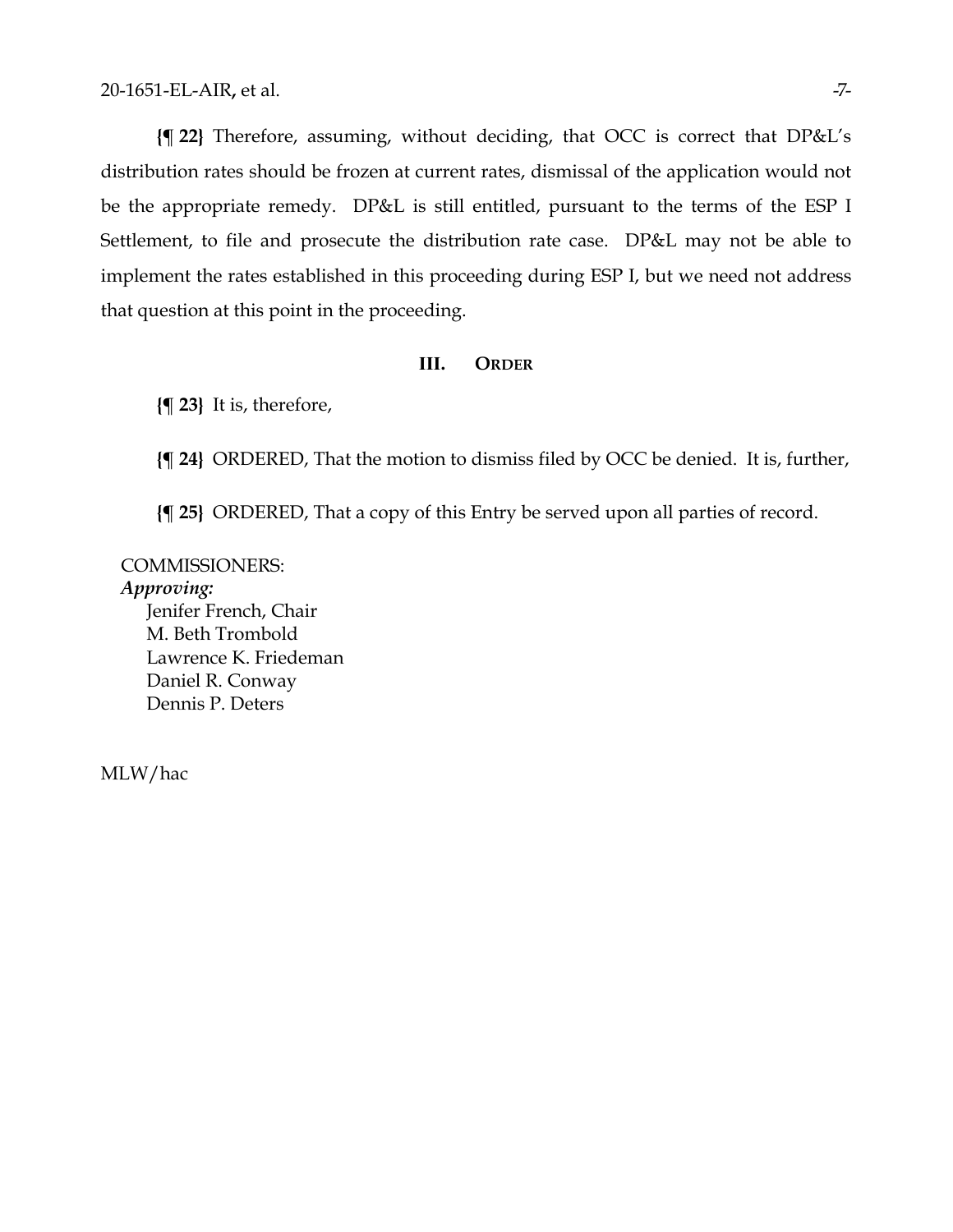**{¶ 22}** Therefore, assuming, without deciding, that OCC is correct that DP&L's distribution rates should be frozen at current rates, dismissal of the application would not be the appropriate remedy. DP&L is still entitled, pursuant to the terms of the ESP I Settlement, to file and prosecute the distribution rate case. DP&L may not be able to implement the rates established in this proceeding during ESP I, but we need not address that question at this point in the proceeding.

## III. ORDER

**{¶ 23}** It is, therefore,

**{¶ 24}** ORDERED, That the motion to dismiss filed by OCC be denied. It is, further,

**{¶ 25}** ORDERED, That a copy of this Entry be served upon all parties of record.

COMMISSIONERS:
*Approving:*
Jenifer French, Chair
M. Beth Trombold
Lawrence K. Friedeman
Daniel R. Conway
Dennis P. Deters

MLW/hac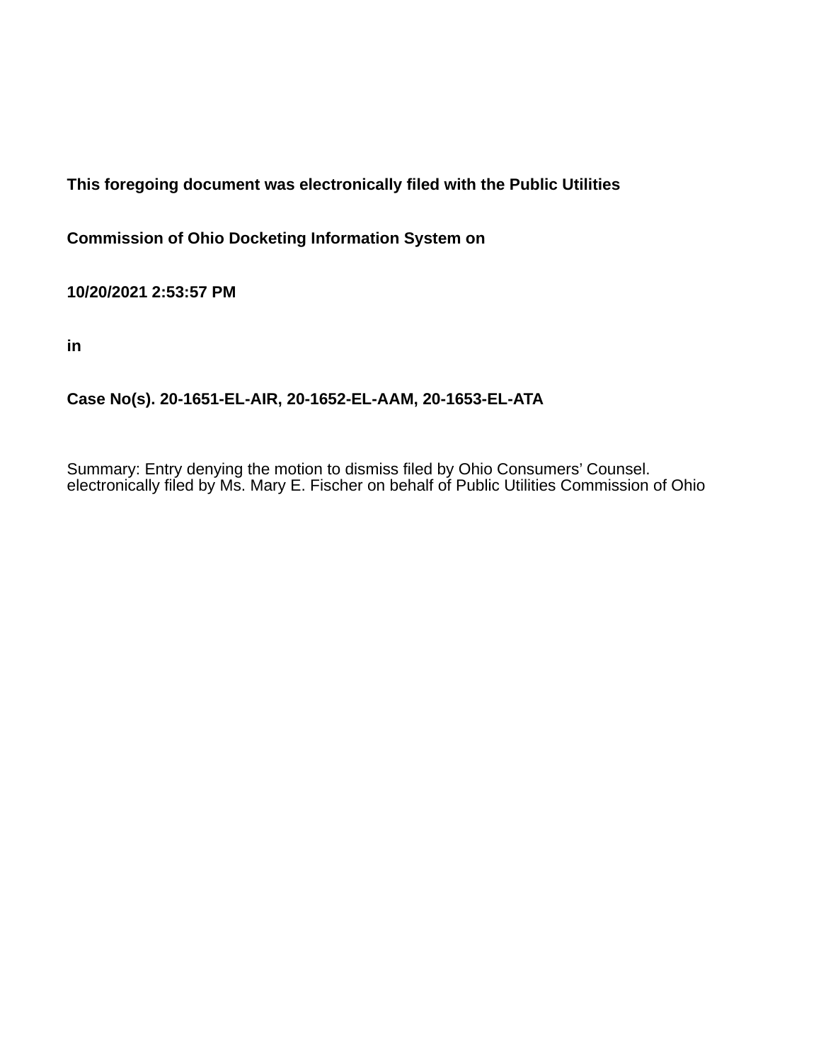**This foregoing document was electronically filed with the Public Utilities**

**Commission of Ohio Docketing Information System on**

**10/20/2021 2:53:57 PM**

**in**

**Case No(s). 20-1651-EL-AIR, 20-1652-EL-AAM, 20-1653-EL-ATA**

Summary: Entry denying the motion to dismiss filed by Ohio Consumers' Counsel. electronically filed by Ms. Mary E. Fischer on behalf of Public Utilities Commission of Ohio